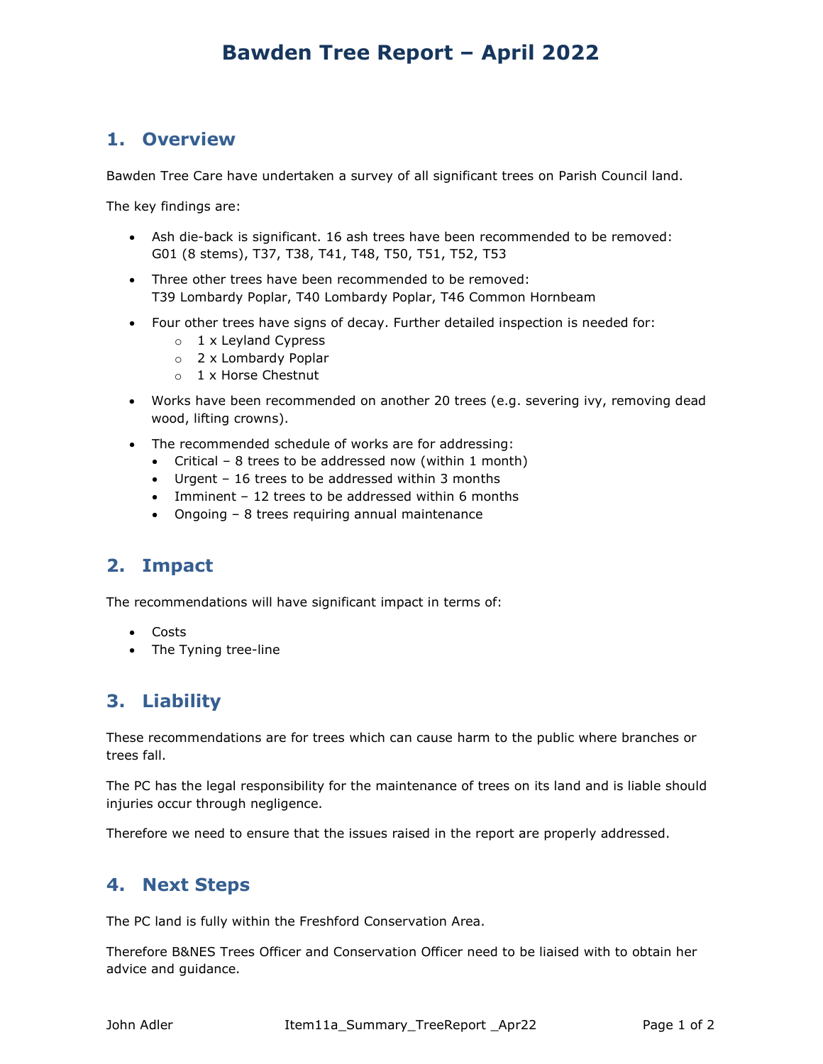# Bawden Tree Report – April 2022

## 1. Overview

Bawden Tree Care have undertaken a survey of all significant trees on Parish Council land.

The key findings are:

- Ash die-back is significant. 16 ash trees have been recommended to be removed:
  G01 (8 stems), T37, T38, T41, T48, T50, T51, T52, T53
- Three other trees have been recommended to be removed:
  T39 Lombardy Poplar, T40 Lombardy Poplar, T46 Common Hornbeam
- Four other trees have signs of decay. Further detailed inspection is needed for:
  - 1 x Leyland Cypress
  - 2 x Lombardy Poplar
  - 1 x Horse Chestnut
- Works have been recommended on another 20 trees (e.g. severing ivy, removing dead wood, lifting crowns).
- The recommended schedule of works are for addressing:
  - Critical – 8 trees to be addressed now (within 1 month)
  - Urgent – 16 trees to be addressed within 3 months
  - Imminent – 12 trees to be addressed within 6 months
  - Ongoing – 8 trees requiring annual maintenance

## 2. Impact

The recommendations will have significant impact in terms of:

- Costs
- The Tyning tree-line

## 3. Liability

These recommendations are for trees which can cause harm to the public where branches or trees fall.

The PC has the legal responsibility for the maintenance of trees on its land and is liable should injuries occur through negligence.

Therefore we need to ensure that the issues raised in the report are properly addressed.

## 4. Next Steps

The PC land is fully within the Freshford Conservation Area.

Therefore B&NES Trees Officer and Conservation Officer need to be liaised with to obtain her advice and guidance.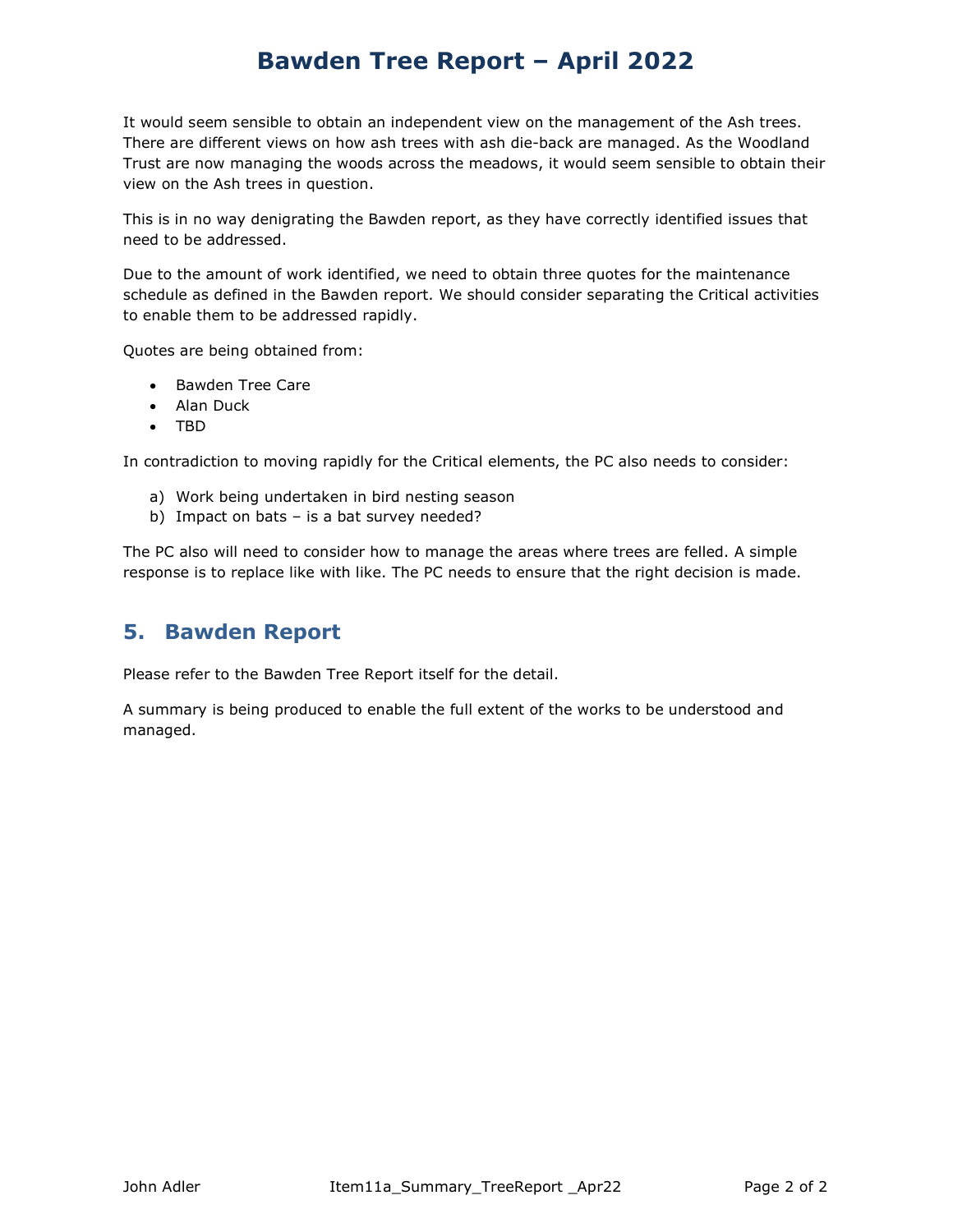It would seem sensible to obtain an independent view on the management of the Ash trees. There are different views on how ash trees with ash die-back are managed. As the Woodland Trust are now managing the woods across the meadows, it would seem sensible to obtain their view on the Ash trees in question.

This is in no way denigrating the Bawden report, as they have correctly identified issues that need to be addressed.

Due to the amount of work identified, we need to obtain three quotes for the maintenance schedule as defined in the Bawden report. We should consider separating the Critical activities to enable them to be addressed rapidly.

Quotes are being obtained from:

- Bawden Tree Care
- Alan Duck
- TBD

In contradiction to moving rapidly for the Critical elements, the PC also needs to consider:

a) Work being undertaken in bird nesting season
b) Impact on bats – is a bat survey needed?

The PC also will need to consider how to manage the areas where trees are felled. A simple response is to replace like with like. The PC needs to ensure that the right decision is made.

## 5. Bawden Report

Please refer to the Bawden Tree Report itself for the detail.

A summary is being produced to enable the full extent of the works to be understood and managed.